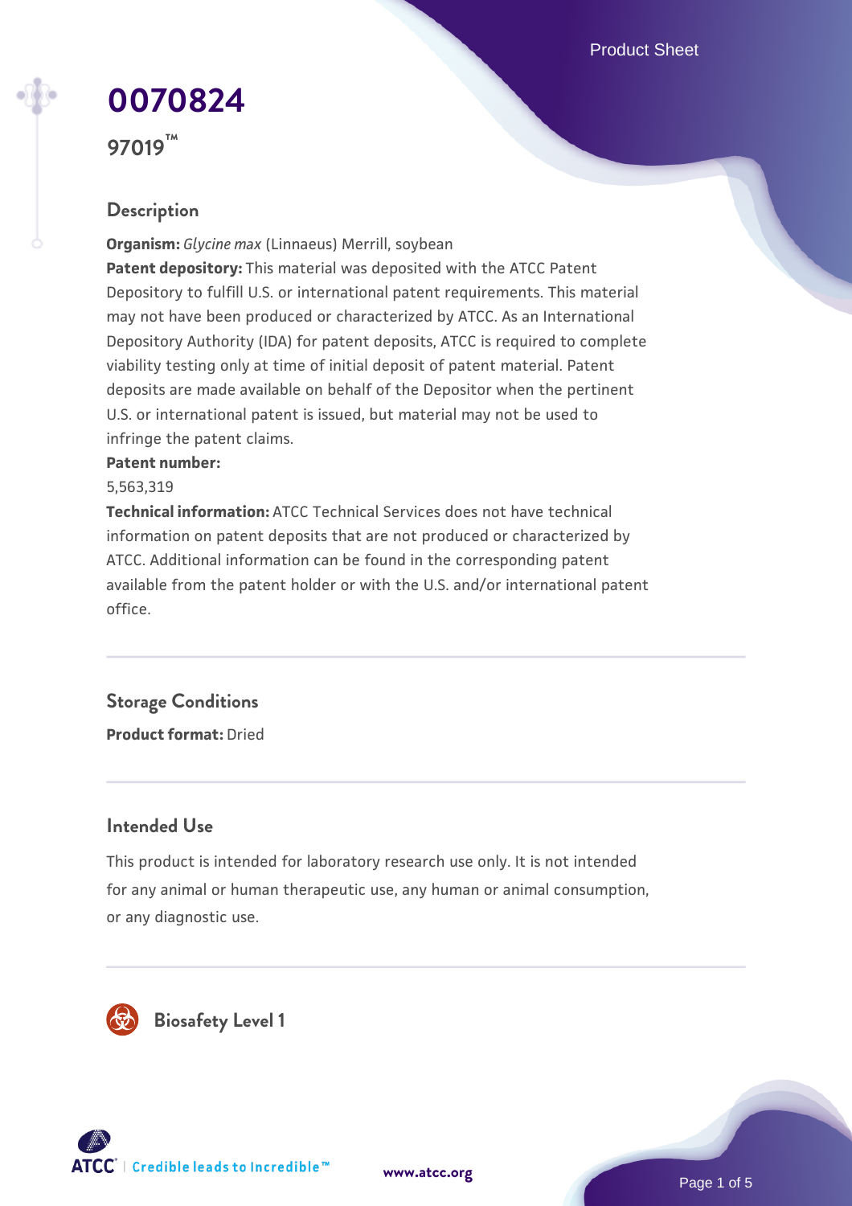# 0070824

**97019™**

## Description

**Organism:** *Glycine max* (Linnaeus) Merrill, soybean

**Patent depository:** This material was deposited with the ATCC Patent Depository to fulfill U.S. or international patent requirements. This material may not have been produced or characterized by ATCC. As an International Depository Authority (IDA) for patent deposits, ATCC is required to complete viability testing only at time of initial deposit of patent material. Patent deposits are made available on behalf of the Depositor when the pertinent U.S. or international patent is issued, but material may not be used to infringe the patent claims.

**Patent number:**

5,563,319

**Technical information:** ATCC Technical Services does not have technical information on patent deposits that are not produced or characterized by ATCC. Additional information can be found in the corresponding patent available from the patent holder or with the U.S. and/or international patent office.

## Storage Conditions

**Product format:** Dried

## Intended Use

This product is intended for laboratory research use only. It is not intended for any animal or human therapeutic use, any human or animal consumption, or any diagnostic use.

## Biosafety Level 1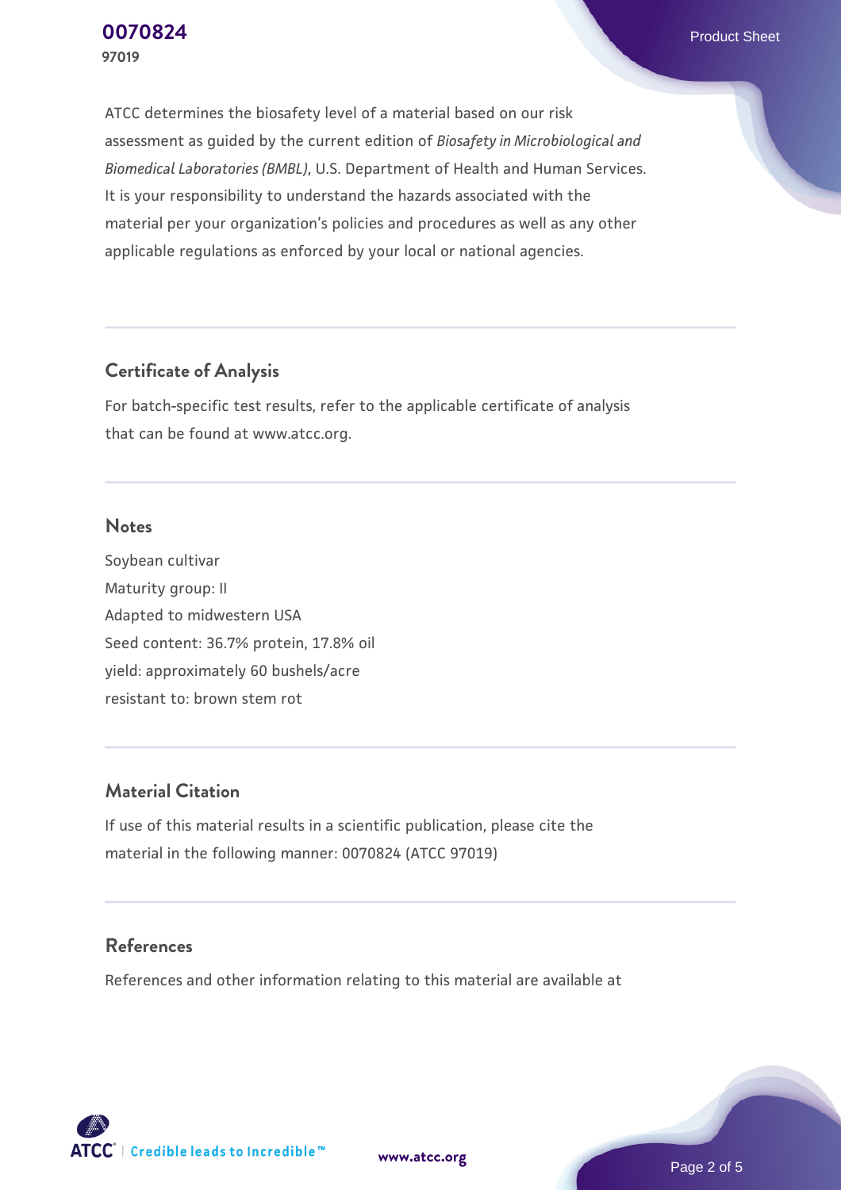ATCC determines the biosafety level of a material based on our risk assessment as guided by the current edition of *Biosafety in Microbiological and Biomedical Laboratories (BMBL)*, U.S. Department of Health and Human Services. It is your responsibility to understand the hazards associated with the material per your organization's policies and procedures as well as any other applicable regulations as enforced by your local or national agencies.

## Certificate of Analysis

For batch-specific test results, refer to the applicable certificate of analysis that can be found at www.atcc.org.

## Notes

Soybean cultivar
Maturity group: II
Adapted to midwestern USA
Seed content: 36.7% protein, 17.8% oil
yield: approximately 60 bushels/acre
resistant to: brown stem rot

## Material Citation

If use of this material results in a scientific publication, please cite the material in the following manner: 0070824 (ATCC 97019)

## References

References and other information relating to this material are available at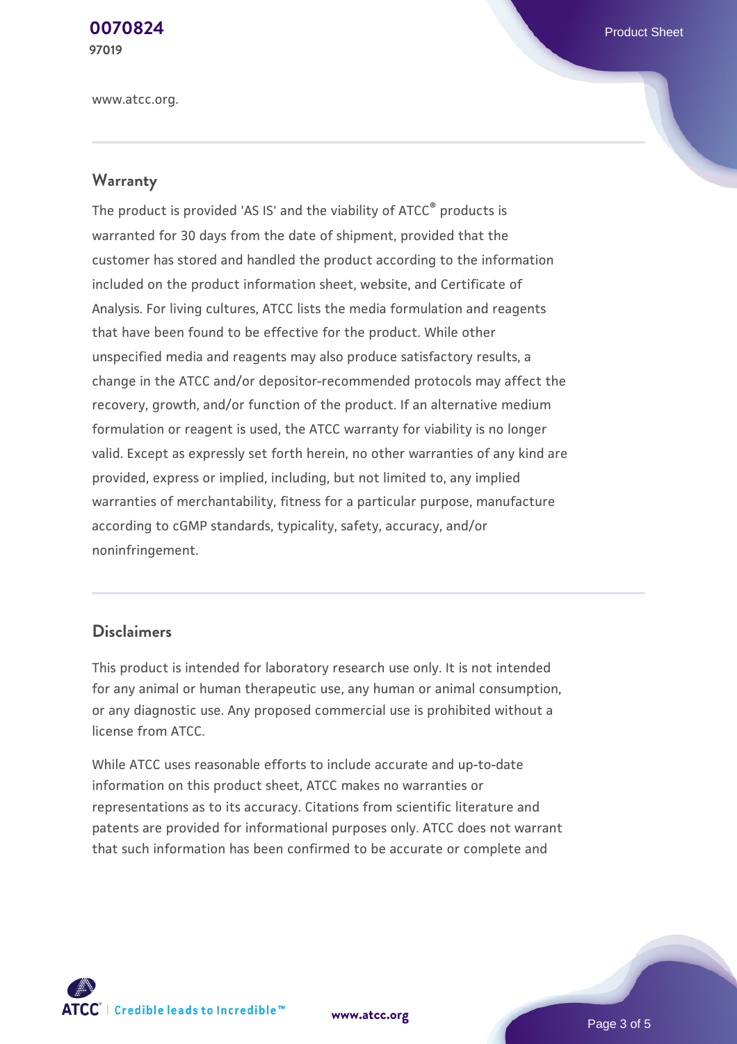www.atcc.org.

## Warranty

The product is provided 'AS IS' and the viability of ATCC® products is warranted for 30 days from the date of shipment, provided that the customer has stored and handled the product according to the information included on the product information sheet, website, and Certificate of Analysis. For living cultures, ATCC lists the media formulation and reagents that have been found to be effective for the product. While other unspecified media and reagents may also produce satisfactory results, a change in the ATCC and/or depositor-recommended protocols may affect the recovery, growth, and/or function of the product. If an alternative medium formulation or reagent is used, the ATCC warranty for viability is no longer valid. Except as expressly set forth herein, no other warranties of any kind are provided, express or implied, including, but not limited to, any implied warranties of merchantability, fitness for a particular purpose, manufacture according to cGMP standards, typicality, safety, accuracy, and/or noninfringement.

## Disclaimers

This product is intended for laboratory research use only. It is not intended for any animal or human therapeutic use, any human or animal consumption, or any diagnostic use. Any proposed commercial use is prohibited without a license from ATCC.

While ATCC uses reasonable efforts to include accurate and up-to-date information on this product sheet, ATCC makes no warranties or representations as to its accuracy. Citations from scientific literature and patents are provided for informational purposes only. ATCC does not warrant that such information has been confirmed to be accurate or complete and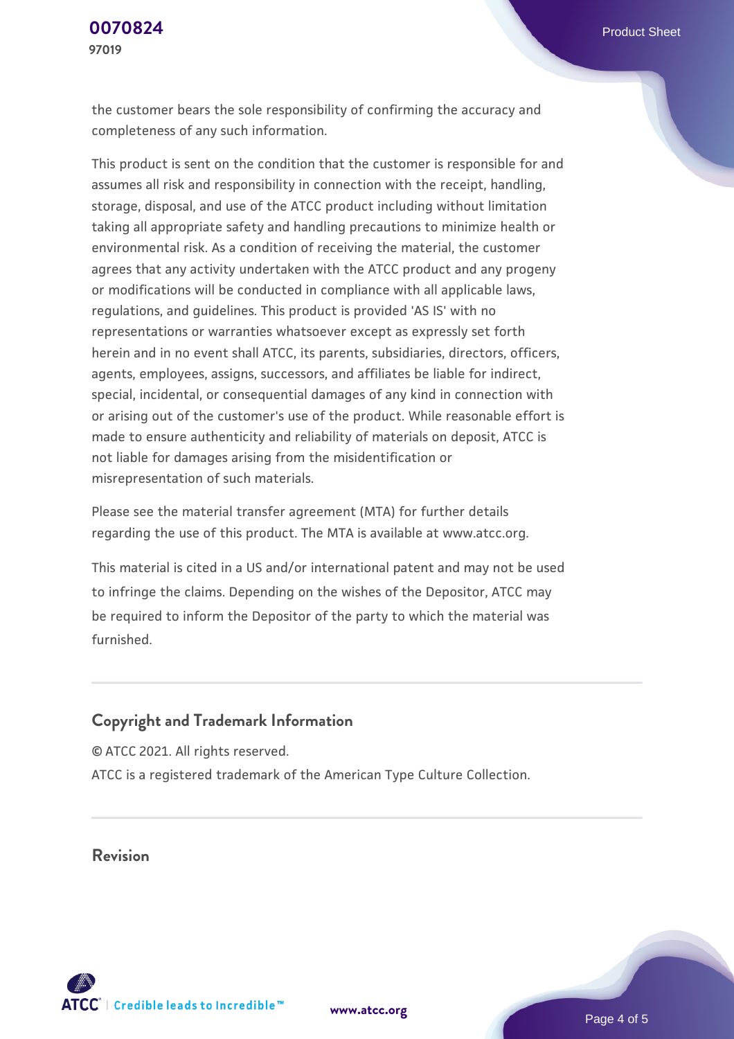the customer bears the sole responsibility of confirming the accuracy and completeness of any such information.

This product is sent on the condition that the customer is responsible for and assumes all risk and responsibility in connection with the receipt, handling, storage, disposal, and use of the ATCC product including without limitation taking all appropriate safety and handling precautions to minimize health or environmental risk. As a condition of receiving the material, the customer agrees that any activity undertaken with the ATCC product and any progeny or modifications will be conducted in compliance with all applicable laws, regulations, and guidelines. This product is provided 'AS IS' with no representations or warranties whatsoever except as expressly set forth herein and in no event shall ATCC, its parents, subsidiaries, directors, officers, agents, employees, assigns, successors, and affiliates be liable for indirect, special, incidental, or consequential damages of any kind in connection with or arising out of the customer's use of the product. While reasonable effort is made to ensure authenticity and reliability of materials on deposit, ATCC is not liable for damages arising from the misidentification or misrepresentation of such materials.

Please see the material transfer agreement (MTA) for further details regarding the use of this product. The MTA is available at www.atcc.org.

This material is cited in a US and/or international patent and may not be used to infringe the claims. Depending on the wishes of the Depositor, ATCC may be required to inform the Depositor of the party to which the material was furnished.

## Copyright and Trademark Information

© ATCC 2021. All rights reserved.
ATCC is a registered trademark of the American Type Culture Collection.

## Revision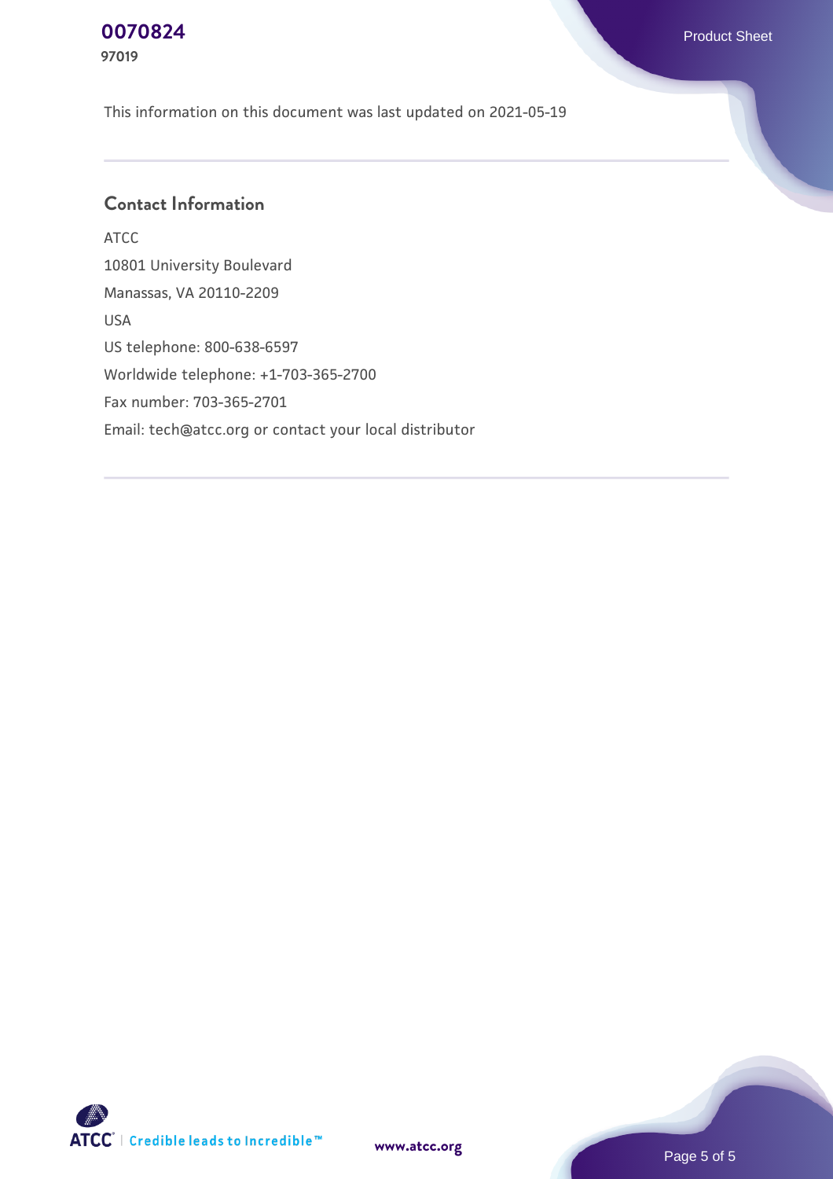This information on this document was last updated on 2021-05-19

## Contact Information

ATCC
10801 University Boulevard
Manassas, VA 20110-2209
USA
US telephone: 800-638-6597
Worldwide telephone: +1-703-365-2700
Fax number: 703-365-2701
Email: tech@atcc.org or contact your local distributor